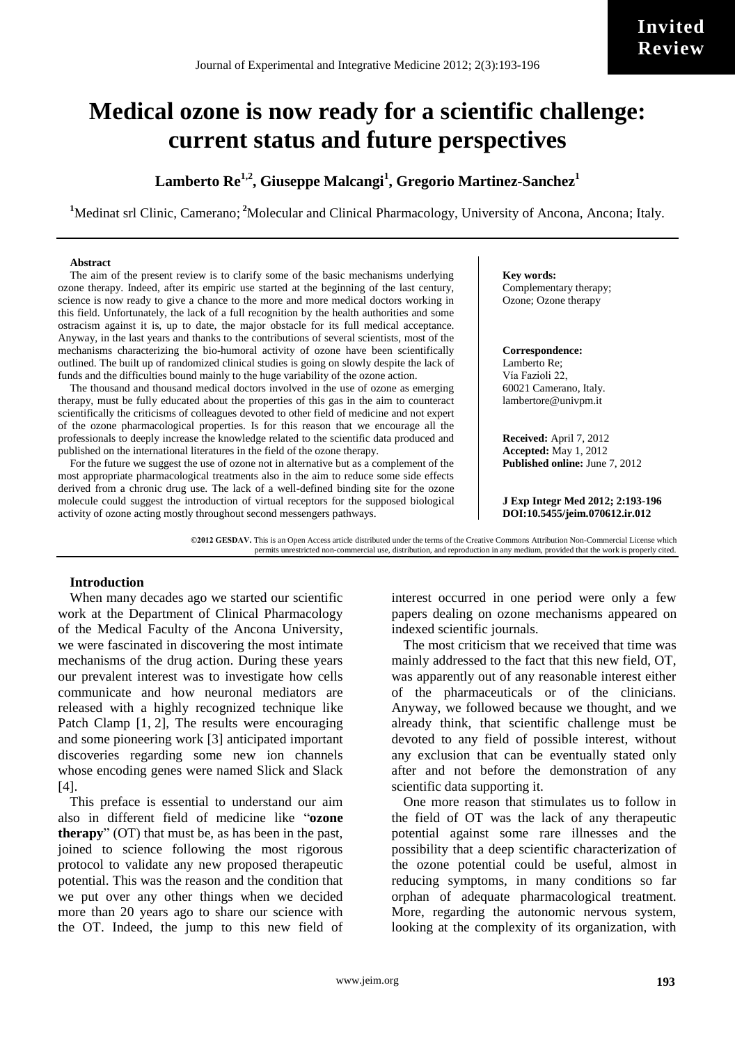Invited Review

# Medical ozone is now ready for a scientific challenge: current status and future perspectives

**Lamberto Re[1,2], Giuseppe Malcangi[1], Gregorio Martinez-Sanchez[1]**

[1]Medinat srl Clinic, Camerano; [2]Molecular and Clinical Pharmacology, University of Ancona, Ancona; Italy.

**Abstract**

The aim of the present review is to clarify some of the basic mechanisms underlying ozone therapy. Indeed, after its empiric use started at the beginning of the last century, science is now ready to give a chance to the more and more medical doctors working in this field. Unfortunately, the lack of a full recognition by the health authorities and some ostracism against it is, up to date, the major obstacle for its full medical acceptance. Anyway, in the last years and thanks to the contributions of several scientists, most of the mechanisms characterizing the bio-humoral activity of ozone have been scientifically outlined. The built up of randomized clinical studies is going on slowly despite the lack of funds and the difficulties bound mainly to the huge variability of the ozone action.

The thousand and thousand medical doctors involved in the use of ozone as emerging therapy, must be fully educated about the properties of this gas in the aim to counteract scientifically the criticisms of colleagues devoted to other field of medicine and not expert of the ozone pharmacological properties. Is for this reason that we encourage all the professionals to deeply increase the knowledge related to the scientific data produced and published on the international literatures in the field of the ozone therapy.

For the future we suggest the use of ozone not in alternative but as a complement of the most appropriate pharmacological treatments also in the aim to reduce some side effects derived from a chronic drug use. The lack of a well-defined binding site for the ozone molecule could suggest the introduction of virtual receptors for the supposed biological activity of ozone acting mostly throughout second messengers pathways.

**Key words:**
Complementary therapy; Ozone; Ozone therapy

**Correspondence:**
Lamberto Re;
Via Fazioli 22,
60021 Camerano, Italy.
lambertore@univpm.it

**Received:** April 7, 2012
**Accepted:** May 1, 2012
**Published online:** June 7, 2012

**J Exp Integr Med 2012; 2:193-196**
**DOI:10.5455/jeim.070612.ir.012**

**©2012 GESDAV.** This is an Open Access article distributed under the terms of the Creative Commons Attribution Non-Commercial License which permits unrestricted non-commercial use, distribution, and reproduction in any medium, provided that the work is properly cited.

## Introduction

When many decades ago we started our scientific work at the Department of Clinical Pharmacology of the Medical Faculty of the Ancona University, we were fascinated in discovering the most intimate mechanisms of the drug action. During these years our prevalent interest was to investigate how cells communicate and how neuronal mediators are released with a highly recognized technique like Patch Clamp [1, 2], The results were encouraging and some pioneering work [3] anticipated important discoveries regarding some new ion channels whose encoding genes were named Slick and Slack [4].

This preface is essential to understand our aim also in different field of medicine like "**ozone therapy**" (OT) that must be, as has been in the past, joined to science following the most rigorous protocol to validate any new proposed therapeutic potential. This was the reason and the condition that we put over any other things when we decided more than 20 years ago to share our science with the OT. Indeed, the jump to this new field of interest occurred in one period were only a few papers dealing on ozone mechanisms appeared on indexed scientific journals.

The most criticism that we received that time was mainly addressed to the fact that this new field, OT, was apparently out of any reasonable interest either of the pharmaceuticals or of the clinicians. Anyway, we followed because we thought, and we already think, that scientific challenge must be devoted to any field of possible interest, without any exclusion that can be eventually stated only after and not before the demonstration of any scientific data supporting it.

One more reason that stimulates us to follow in the field of OT was the lack of any therapeutic potential against some rare illnesses and the possibility that a deep scientific characterization of the ozone potential could be useful, almost in reducing symptoms, in many conditions so far orphan of adequate pharmacological treatment. More, regarding the autonomic nervous system, looking at the complexity of its organization, with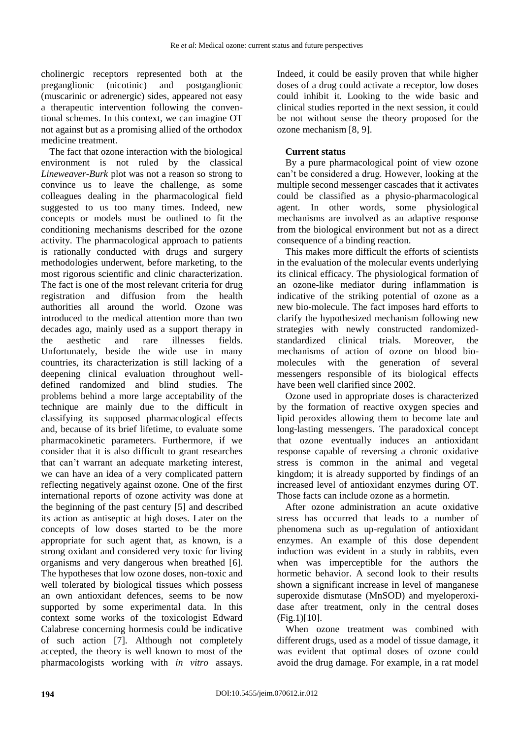cholinergic receptors represented both at the preganglionic (nicotinic) and postganglionic (muscarinic or adrenergic) sides, appeared not easy a therapeutic intervention following the conventional schemes. In this context, we can imagine OT not against but as a promising allied of the orthodox medicine treatment.

The fact that ozone interaction with the biological environment is not ruled by the classical *Lineweaver-Burk* plot was not a reason so strong to convince us to leave the challenge, as some colleagues dealing in the pharmacological field suggested to us too many times. Indeed, new concepts or models must be outlined to fit the conditioning mechanisms described for the ozone activity. The pharmacological approach to patients is rationally conducted with drugs and surgery methodologies underwent, before marketing, to the most rigorous scientific and clinic characterization. The fact is one of the most relevant criteria for drug registration and diffusion from the health authorities all around the world. Ozone was introduced to the medical attention more than two decades ago, mainly used as a support therapy in the aesthetic and rare illnesses fields. Unfortunately, beside the wide use in many countries, its characterization is still lacking of a deepening clinical evaluation throughout well-defined randomized and blind studies. The problems behind a more large acceptability of the technique are mainly due to the difficult in classifying its supposed pharmacological effects and, because of its brief lifetime, to evaluate some pharmacokinetic parameters. Furthermore, if we consider that it is also difficult to grant researches that can't warrant an adequate marketing interest, we can have an idea of a very complicated pattern reflecting negatively against ozone. One of the first international reports of ozone activity was done at the beginning of the past century [5] and described its action as antiseptic at high doses. Later on the concepts of low doses started to be the more appropriate for such agent that, as known, is a strong oxidant and considered very toxic for living organisms and very dangerous when breathed [6]. The hypotheses that low ozone doses, non-toxic and well tolerated by biological tissues which possess an own antioxidant defences, seems to be now supported by some experimental data. In this context some works of the toxicologist Edward Calabrese concerning hormesis could be indicative of such action [7]. Although not completely accepted, the theory is well known to most of the pharmacologists working with *in vitro* assays. Indeed, it could be easily proven that while higher doses of a drug could activate a receptor, low doses could inhibit it. Looking to the wide basic and clinical studies reported in the next session, it could be not without sense the theory proposed for the ozone mechanism [8, 9].

## Current status

By a pure pharmacological point of view ozone can't be considered a drug. However, looking at the multiple second messenger cascades that it activates could be classified as a physio-pharmacological agent. In other words, some physiological mechanisms are involved as an adaptive response from the biological environment but not as a direct consequence of a binding reaction.

This makes more difficult the efforts of scientists in the evaluation of the molecular events underlying its clinical efficacy. The physiological formation of an ozone-like mediator during inflammation is indicative of the striking potential of ozone as a new bio-molecule. The fact imposes hard efforts to clarify the hypothesized mechanism following new strategies with newly constructed randomized-standardized clinical trials. Moreover, the mechanisms of action of ozone on blood bio-molecules with the generation of several messengers responsible of its biological effects have been well clarified since 2002.

Ozone used in appropriate doses is characterized by the formation of reactive oxygen species and lipid peroxides allowing them to become late and long-lasting messengers. The paradoxical concept that ozone eventually induces an antioxidant response capable of reversing a chronic oxidative stress is common in the animal and vegetal kingdom; it is already supported by findings of an increased level of antioxidant enzymes during OT. Those facts can include ozone as a hormetin.

After ozone administration an acute oxidative stress has occurred that leads to a number of phenomena such as up-regulation of antioxidant enzymes. An example of this dose dependent induction was evident in a study in rabbits, even when was imperceptible for the authors the hormetic behavior. A second look to their results shown a significant increase in level of manganese superoxide dismutase (MnSOD) and myeloperoxidase after treatment, only in the central doses (Fig.1)[10].

When ozone treatment was combined with different drugs, used as a model of tissue damage, it was evident that optimal doses of ozone could avoid the drug damage. For example, in a rat model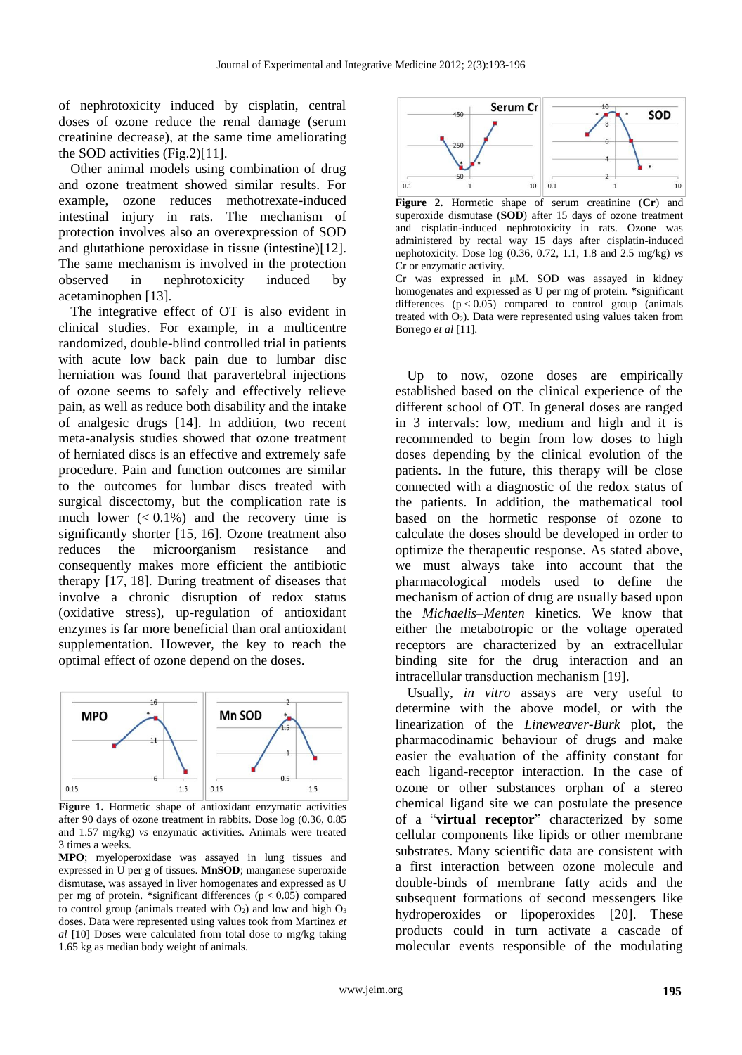of nephrotoxicity induced by cisplatin, central doses of ozone reduce the renal damage (serum creatinine decrease), at the same time ameliorating the SOD activities (Fig.2)[11].

Other animal models using combination of drug and ozone treatment showed similar results. For example, ozone reduces methotrexate-induced intestinal injury in rats. The mechanism of protection involves also an overexpression of SOD and glutathione peroxidase in tissue (intestine)[12]. The same mechanism is involved in the protection observed in nephrotoxicity induced by acetaminophen [13].

The integrative effect of OT is also evident in clinical studies. For example, in a multicentre randomized, double-blind controlled trial in patients with acute low back pain due to lumbar disc herniation was found that paravertebral injections of ozone seems to safely and effectively relieve pain, as well as reduce both disability and the intake of analgesic drugs [14]. In addition, two recent meta-analysis studies showed that ozone treatment of herniated discs is an effective and extremely safe procedure. Pain and function outcomes are similar to the outcomes for lumbar discs treated with surgical discectomy, but the complication rate is much lower (< 0.1%) and the recovery time is significantly shorter [15, 16]. Ozone treatment also reduces the microorganism resistance and consequently makes more efficient the antibiotic therapy [17, 18]. During treatment of diseases that involve a chronic disruption of redox status (oxidative stress), up-regulation of antioxidant enzymes is far more beneficial than oral antioxidant supplementation. However, the key to reach the optimal effect of ozone depend on the doses.

**Figure 1.** Hormetic shape of antioxidant enzymatic activities after 90 days of ozone treatment in rabbits. Dose log (0.36, 0.85 and 1.57 mg/kg) *vs* enzymatic activities. Animals were treated 3 times a weeks.

**MPO**; myeloperoxidase was assayed in lung tissues and expressed in U per g of tissues. **MnSOD**; manganese superoxide dismutase, was assayed in liver homogenates and expressed as U per mg of protein. *significant differences ($p < 0.05$) compared to control group (animals treated with $O_2$) and low and high $O_3$ doses. Data were represented using values took from Martinez *et al* [10] Doses were calculated from total dose to mg/kg taking 1.65 kg as median body weight of animals.

**Figure 2.** Hormetic shape of serum creatinine (**Cr**) and superoxide dismutase (**SOD**) after 15 days of ozone treatment and cisplatin-induced nephrotoxicity in rats. Ozone was administered by rectal way 15 days after cisplatin-induced nephotoxicity. Dose log (0.36, 0.72, 1.1, 1.8 and 2.5 mg/kg) *vs* Cr or enzymatic activity.

Cr was expressed in µM. SOD was assayed in kidney homogenates and expressed as U per mg of protein. *significant differences ($p < 0.05$) compared to control group (animals treated with $O_2$). Data were represented using values taken from Borrego *et al* [11].

Up to now, ozone doses are empirically established based on the clinical experience of the different school of OT. In general doses are ranged in 3 intervals: low, medium and high and it is recommended to begin from low doses to high doses depending by the clinical evolution of the patients. In the future, this therapy will be close connected with a diagnostic of the redox status of the patients. In addition, the mathematical tool based on the hormetic response of ozone to calculate the doses should be developed in order to optimize the therapeutic response. As stated above, we must always take into account that the pharmacological models used to define the mechanism of action of drug are usually based upon the *Michaelis–Menten* kinetics. We know that either the metabotropic or the voltage operated receptors are characterized by an extracellular binding site for the drug interaction and an intracellular transduction mechanism [19].

Usually, *in vitro* assays are very useful to determine with the above model, or with the linearization of the *Lineweaver-Burk* plot, the pharmacodinamic behaviour of drugs and make easier the evaluation of the affinity constant for each ligand-receptor interaction. In the case of ozone or other substances orphan of a stereo chemical ligand site we can postulate the presence of a "**virtual receptor**" characterized by some cellular components like lipids or other membrane substrates. Many scientific data are consistent with a first interaction between ozone molecule and double-binds of membrane fatty acids and the subsequent formations of second messengers like hydroperoxides or lipoperoxides [20]. These products could in turn activate a cascade of molecular events responsible of the modulating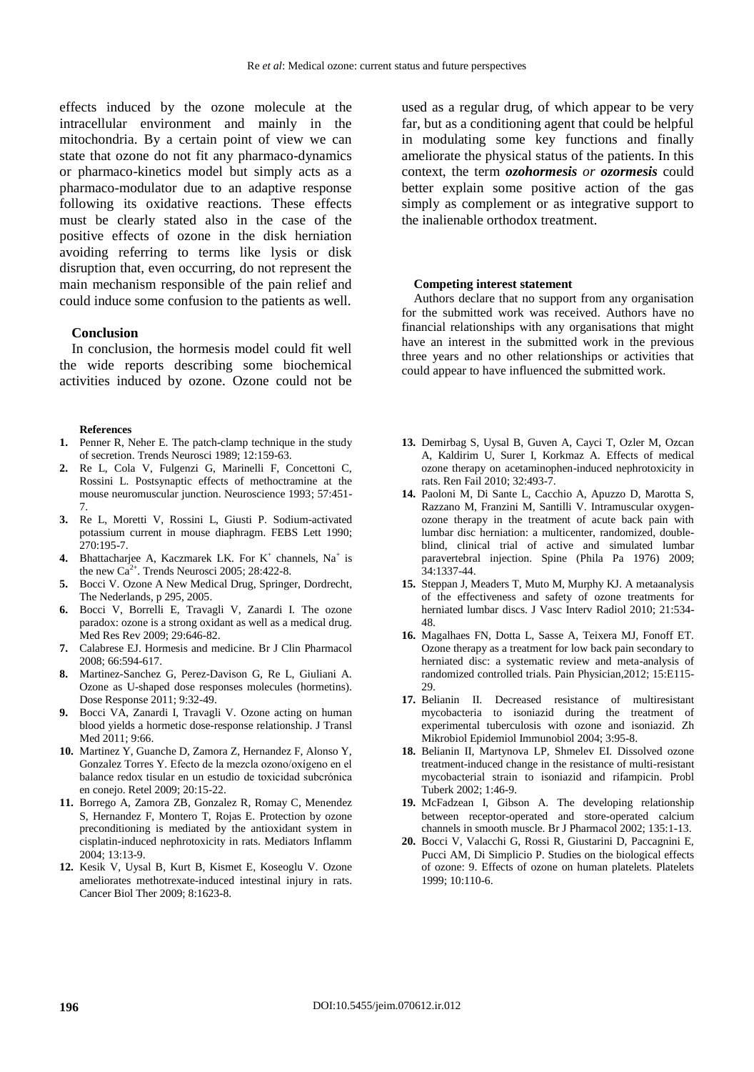effects induced by the ozone molecule at the intracellular environment and mainly in the mitochondria. By a certain point of view we can state that ozone do not fit any pharmaco-dynamics or pharmaco-kinetics model but simply acts as a pharmaco-modulator due to an adaptive response following its oxidative reactions. These effects must be clearly stated also in the case of the positive effects of ozone in the disk herniation avoiding referring to terms like lysis or disk disruption that, even occurring, do not represent the main mechanism responsible of the pain relief and could induce some confusion to the patients as well.

### Conclusion

In conclusion, the hormesis model could fit well the wide reports describing some biochemical activities induced by ozone. Ozone could not be used as a regular drug, of which appear to be very far, but as a conditioning agent that could be helpful in modulating some key functions and finally ameliorate the physical status of the patients. In this context, the term ***ozohormesis*** *or* ***ozormesis*** could better explain some positive action of the gas simply as complement or as integrative support to the inalienable orthodox treatment.

### Competing interest statement

Authors declare that no support from any organisation for the submitted work was received. Authors have no financial relationships with any organisations that might have an interest in the submitted work in the previous three years and no other relationships or activities that could appear to have influenced the submitted work.

#### References

1. Penner R, Neher E. The patch-clamp technique in the study of secretion. Trends Neurosci 1989; 12:159-63.
2. Re L, Cola V, Fulgenzi G, Marinelli F, Concettoni C, Rossini L. Postsynaptic effects of methoctramine at the mouse neuromuscular junction. Neuroscience 1993; 57:451-7.
3. Re L, Moretti V, Rossini L, Giusti P. Sodium-activated potassium current in mouse diaphragm. FEBS Lett 1990; 270:195-7.
4. Bhattacharjee A, Kaczmarek LK. For $K^+$ channels, $Na^+$ is the new $Ca^{2+}$. Trends Neurosci 2005; 28:422-8.
5. Bocci V. Ozone A New Medical Drug, Springer, Dordrecht, The Nederlands, p 295, 2005.
6. Bocci V, Borrelli E, Travagli V, Zanardi I. The ozone paradox: ozone is a strong oxidant as well as a medical drug. Med Res Rev 2009; 29:646-82.
7. Calabrese EJ. Hormesis and medicine. Br J Clin Pharmacol 2008; 66:594-617.
8. Martinez-Sanchez G, Perez-Davison G, Re L, Giuliani A. Ozone as U-shaped dose responses molecules (hormetins). Dose Response 2011; 9:32-49.
9. Bocci VA, Zanardi I, Travagli V. Ozone acting on human blood yields a hormetic dose-response relationship. J Transl Med 2011; 9:66.
10. Martinez Y, Guanche D, Zamora Z, Hernandez F, Alonso Y, Gonzalez Torres Y. Efecto de la mezcla ozono/oxígeno en el balance redox tisular en un estudio de toxicidad subcrónica en conejo. Retel 2009; 20:15-22.
11. Borrego A, Zamora ZB, Gonzalez R, Romay C, Menendez S, Hernandez F, Montero T, Rojas E. Protection by ozone preconditioning is mediated by the antioxidant system in cisplatin-induced nephrotoxicity in rats. Mediators Inflamm 2004; 13:13-9.
12. Kesik V, Uysal B, Kurt B, Kismet E, Koseoglu V. Ozone ameliorates methotrexate-induced intestinal injury in rats. Cancer Biol Ther 2009; 8:1623-8.
13. Demirbag S, Uysal B, Guven A, Cayci T, Ozler M, Ozcan A, Kaldirim U, Surer I, Korkmaz A. Effects of medical ozone therapy on acetaminophen-induced nephrotoxicity in rats. Ren Fail 2010; 32:493-7.
14. Paoloni M, Di Sante L, Cacchio A, Apuzzo D, Marotta S, Razzano M, Franzini M, Santilli V. Intramuscular oxygen-ozone therapy in the treatment of acute back pain with lumbar disc herniation: a multicenter, randomized, double-blind, clinical trial of active and simulated lumbar paravertebral injection. Spine (Phila Pa 1976) 2009; 34:1337-44.
15. Steppan J, Meaders T, Muto M, Murphy KJ. A metaanalysis of the effectiveness and safety of ozone treatments for herniated lumbar discs. J Vasc Interv Radiol 2010; 21:534-48.
16. Magalhaes FN, Dotta L, Sasse A, Teixera MJ, Fonoff ET. Ozone therapy as a treatment for low back pain secondary to herniated disc: a systematic review and meta-analysis of randomized controlled trials. Pain Physician,2012; 15:E115-29.
17. Belianin II. Decreased resistance of multiresistant mycobacteria to isoniazid during the treatment of experimental tuberculosis with ozone and isoniazid. Zh Mikrobiol Epidemiol Immunobiol 2004; 3:95-8.
18. Belianin II, Martynova LP, Shmelev EI. Dissolved ozone treatment-induced change in the resistance of multi-resistant mycobacterial strain to isoniazid and rifampicin. Probl Tuberk 2002; 1:46-9.
19. McFadzean I, Gibson A. The developing relationship between receptor-operated and store-operated calcium channels in smooth muscle. Br J Pharmacol 2002; 135:1-13.
20. Bocci V, Valacchi G, Rossi R, Giustarini D, Paccagnini E, Pucci AM, Di Simplicio P. Studies on the biological effects of ozone: 9. Effects of ozone on human platelets. Platelets 1999; 10:110-6.